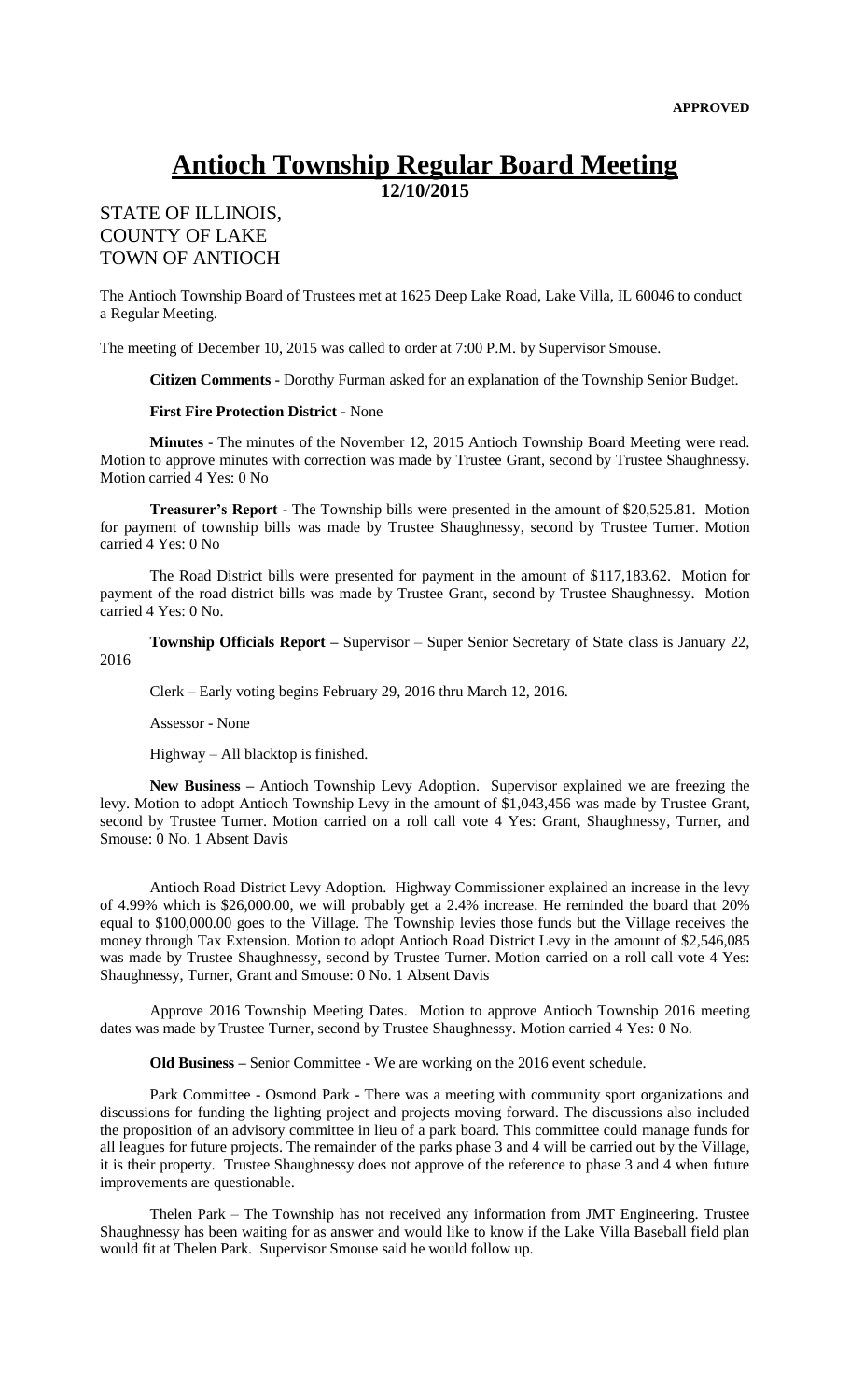**APPROVED**

# Antioch Township Regular Board Meeting

**12/10/2015**

STATE OF ILLINOIS,
COUNTY OF LAKE
TOWN OF ANTIOCH

The Antioch Township Board of Trustees met at 1625 Deep Lake Road, Lake Villa, IL 60046 to conduct a Regular Meeting.

The meeting of December 10, 2015 was called to order at 7:00 P.M. by Supervisor Smouse.

**Citizen Comments** - Dorothy Furman asked for an explanation of the Township Senior Budget.

**First Fire Protection District** - None

**Minutes** - The minutes of the November 12, 2015 Antioch Township Board Meeting were read. Motion to approve minutes with correction was made by Trustee Grant, second by Trustee Shaughnessy. Motion carried 4 Yes: 0 No

**Treasurer's Report** - The Township bills were presented in the amount of $20,525.81. Motion for payment of township bills was made by Trustee Shaughnessy, second by Trustee Turner. Motion carried 4 Yes: 0 No

The Road District bills were presented for payment in the amount of $117,183.62. Motion for payment of the road district bills was made by Trustee Grant, second by Trustee Shaughnessy. Motion carried 4 Yes: 0 No.

**Township Officials Report –** Supervisor – Super Senior Secretary of State class is January 22, 2016

Clerk – Early voting begins February 29, 2016 thru March 12, 2016.

Assessor - None

Highway – All blacktop is finished.

**New Business –** Antioch Township Levy Adoption. Supervisor explained we are freezing the levy. Motion to adopt Antioch Township Levy in the amount of $1,043,456 was made by Trustee Grant, second by Trustee Turner. Motion carried on a roll call vote 4 Yes: Grant, Shaughnessy, Turner, and Smouse: 0 No. 1 Absent Davis

Antioch Road District Levy Adoption. Highway Commissioner explained an increase in the levy of 4.99% which is $26,000.00, we will probably get a 2.4% increase. He reminded the board that 20% equal to $100,000.00 goes to the Village. The Township levies those funds but the Village receives the money through Tax Extension. Motion to adopt Antioch Road District Levy in the amount of $2,546,085 was made by Trustee Shaughnessy, second by Trustee Turner. Motion carried on a roll call vote 4 Yes: Shaughnessy, Turner, Grant and Smouse: 0 No. 1 Absent Davis

Approve 2016 Township Meeting Dates. Motion to approve Antioch Township 2016 meeting dates was made by Trustee Turner, second by Trustee Shaughnessy. Motion carried 4 Yes: 0 No.

**Old Business –** Senior Committee - We are working on the 2016 event schedule.

Park Committee - Osmond Park - There was a meeting with community sport organizations and discussions for funding the lighting project and projects moving forward. The discussions also included the proposition of an advisory committee in lieu of a park board. This committee could manage funds for all leagues for future projects. The remainder of the parks phase 3 and 4 will be carried out by the Village, it is their property. Trustee Shaughnessy does not approve of the reference to phase 3 and 4 when future improvements are questionable.

Thelen Park – The Township has not received any information from JMT Engineering. Trustee Shaughnessy has been waiting for as answer and would like to know if the Lake Villa Baseball field plan would fit at Thelen Park. Supervisor Smouse said he would follow up.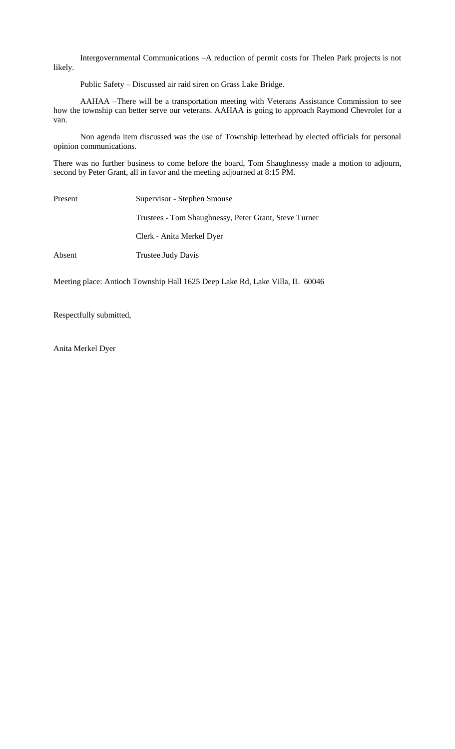Intergovernmental Communications –A reduction of permit costs for Thelen Park projects is not likely.

Public Safety – Discussed air raid siren on Grass Lake Bridge.

AAHAA –There will be a transportation meeting with Veterans Assistance Commission to see how the township can better serve our veterans. AAHAA is going to approach Raymond Chevrolet for a van.

Non agenda item discussed was the use of Township letterhead by elected officials for personal opinion communications.

There was no further business to come before the board, Tom Shaughnessy made a motion to adjourn, second by Peter Grant, all in favor and the meeting adjourned at 8:15 PM.

| | |
|---|---|
| Present | Supervisor - Stephen Smouse |
| | Trustees - Tom Shaughnessy, Peter Grant, Steve Turner |
| | Clerk - Anita Merkel Dyer |
| Absent | Trustee Judy Davis |

Meeting place: Antioch Township Hall 1625 Deep Lake Rd, Lake Villa, IL 60046

Respectfully submitted,

Anita Merkel Dyer